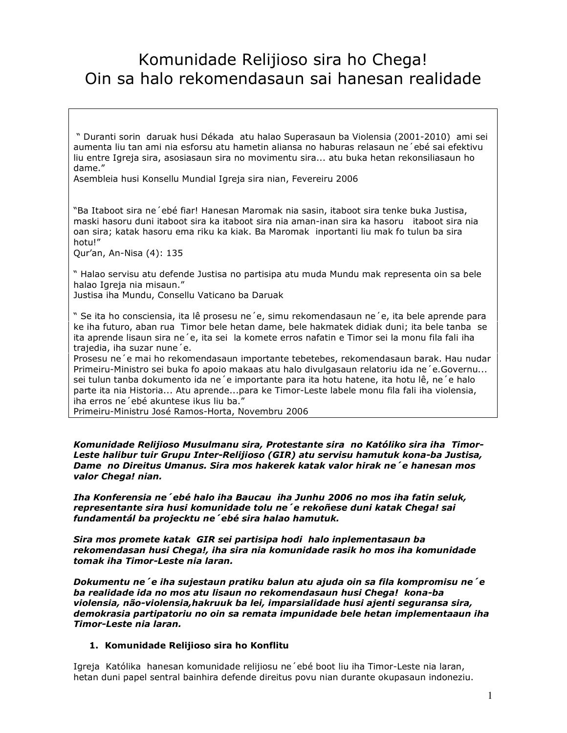# Komunidade Relijioso sira ho Chega!
# Oin sa halo rekomendasaun sai hanesan realidade

> " Duranti sorin daruak husi Dékada atu halao Superasaun ba Violensia (2001-2010) ami sei aumenta liu tan ami nia esforsu atu hametin aliansa no haburas relasaun ne´ebé sai efektivu liu entre Igreja sira, asosiasaun sira no movimentu sira... atu buka hetan rekonsiliasaun ho dame."
> Asembleia husi Konsellu Mundial Igreja sira nian, Fevereiru 2006
>
> "Ba Itaboot sira ne´ebé fiar! Hanesan Maromak nia sasin, itaboot sira tenke buka Justisa, maski hasoru duni itaboot sira ka itaboot sira nia aman-inan sira ka hasoru itaboot sira nia oan sira; katak hasoru ema riku ka kiak. Ba Maromak inportanti liu mak fo tulun ba sira hotu!"
> Qur'an, An-Nisa (4): 135
>
> " Halao servisu atu defende Justisa no partisipa atu muda Mundu mak representa oin sa bele halao Igreja nia misaun."
> Justisa iha Mundu, Consellu Vaticano ba Daruak
>
> " Se ita ho consciensia, ita lê prosesu ne´e, simu rekomendasaun ne´e, ita bele aprende para ke iha futuro, aban rua Timor bele hetan dame, bele hakmatek didiak duni; ita bele tanba se ita aprende lisaun sira ne´e, ita sei la komete erros nafatin e Timor sei la monu fila fali iha trajedia, iha suzar nune´e.
> Prosesu ne´e mai ho rekomendasaun importante tebetebes, rekomendasaun barak. Hau nudar Primeiru-Ministro sei buka fo apoio makaas atu halo divulgasaun relatoriu ida ne´e.Governu... sei tulun tanba dokumento ida ne´e importante para ita hotu hatene, ita hotu lê, ne´e halo parte ita nia Historia... Atu aprende...para ke Timor-Leste labele monu fila fali iha violensia, iha erros ne´ebé akuntese ikus liu ba."
> Primeiru-Ministru José Ramos-Horta, Novembru 2006

***Komunidade Relijioso Musulmanu sira, Protestante sira no Katóliko sira iha Timor-Leste halibur tuir Grupu Inter-Relijioso (GIR) atu servisu hamutuk kona-ba Justisa, Dame no Direitus Umanus. Sira mos hakerek katak valor hirak ne´e hanesan mos valor Chega! nian.***

***Iha Konferensia ne´ebé halo iha Baucau iha Junhu 2006 no mos iha fatin seluk, representante sira husi komunidade tolu ne´e rekoñese duni katak Chega! sai fundamentál ba projecktu ne´ebé sira halao hamutuk.***

***Sira mos promete katak GIR sei partisipa hodi halo inplementasaun ba rekomendasan husi Chega!, iha sira nia komunidade rasik ho mos iha komunidade tomak iha Timor-Leste nia laran.***

***Dokumentu ne´e iha sujestaun pratiku balun atu ajuda oin sa fila kompromisu ne´e ba realidade ida no mos atu lisaun no rekomendasaun husi Chega! kona-ba violensia, não-violensia,hakruuk ba lei, imparsialidade husi ajenti seguransa sira, demokrasia partipatoriu no oin sa remata impunidade bele hetan implementaaun iha Timor-Leste nia laran.***

## 1. Komunidade Relijioso sira ho Konflitu

Igreja Katólika hanesan komunidade relijiosu ne´ebé boot liu iha Timor-Leste nia laran, hetan duni papel sentral bainhira defende direitus povu nian durante okupasaun indoneziu.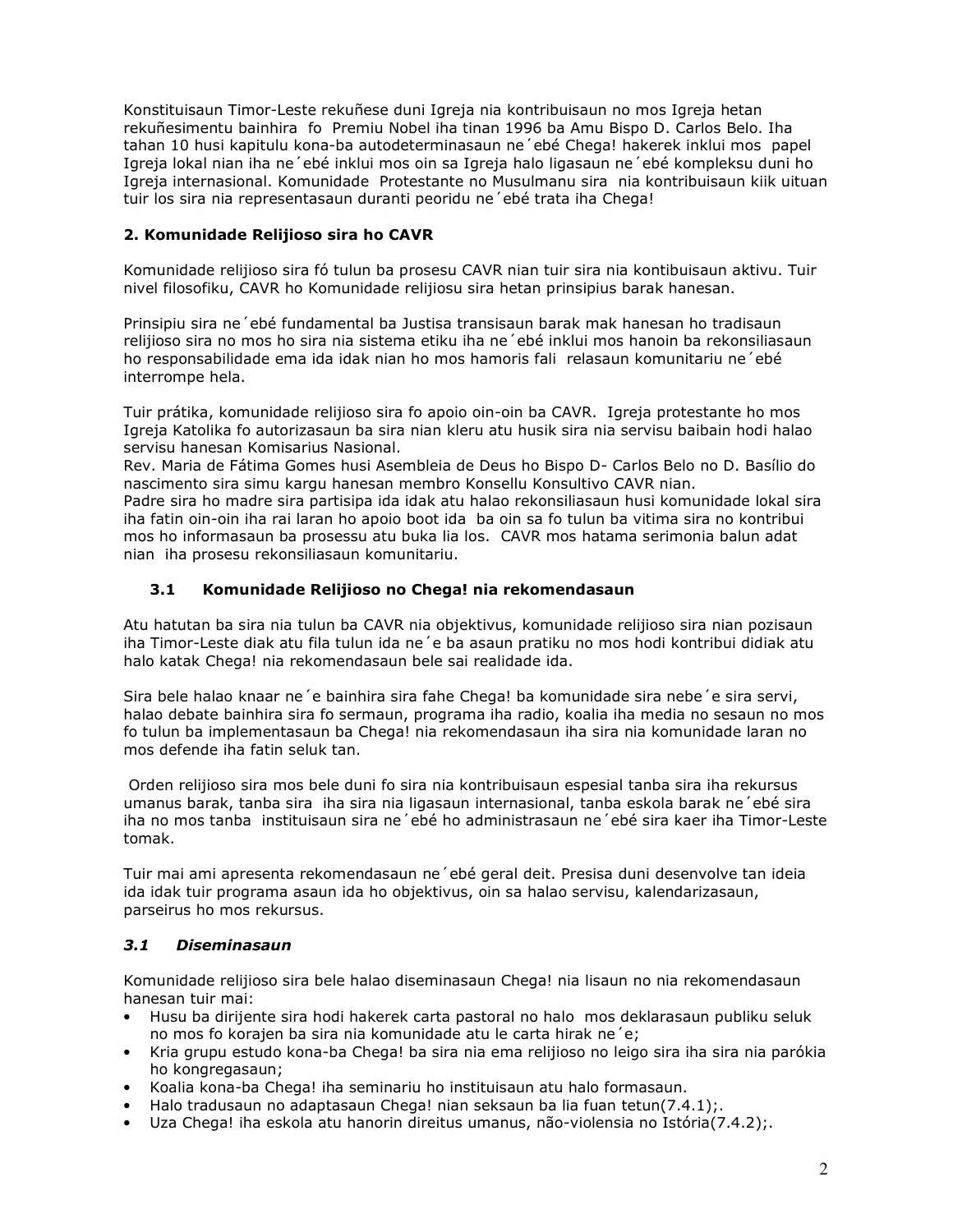Konstituisaun Timor-Leste rekuñese duni Igreja nia kontribuisaun no mos Igreja hetan rekuñesimentu bainhira fo Premiu Nobel iha tinan 1996 ba Amu Bispo D. Carlos Belo. Iha tahan 10 husi kapitulu kona-ba autodeterminasaun ne´ebé Chega! hakerek inklui mos papel Igreja lokal nian iha ne´ebé inklui mos oin sa Igreja halo ligasaun ne´ebé kompleksu duni ho Igreja internasional. Komunidade Protestante no Musulmanu sira nia kontribuisaun kiik uituan tuir los sira nia representasaun duranti peoridu ne´ebé trata iha Chega!

### 2. Komunidade Relijioso sira ho CAVR

Komunidade relijioso sira fó tulun ba prosesu CAVR nian tuir sira nia kontibuisaun aktivu. Tuir nivel filosofiku, CAVR ho Komunidade relijiosu sira hetan prinsipius barak hanesan.

Prinsipiu sira ne´ebé fundamental ba Justisa transisaun barak mak hanesan ho tradisaun relijioso sira no mos ho sira nia sistema etiku iha ne´ebé inklui mos hanoin ba rekonsiliasaun ho responsabilidade ema ida idak nian ho mos hamoris fali relasaun komunitariu ne´ebé interrompe hela.

Tuir prátika, komunidade relijioso sira fo apoio oin-oin ba CAVR. Igreja protestante ho mos Igreja Katolika fo autorizasaun ba sira nian kleru atu husik sira nia servisu baibain hodi halao servisu hanesan Komisarius Nasional.
Rev. Maria de Fátima Gomes husi Asembleia de Deus ho Bispo D- Carlos Belo no D. Basílio do nascimento sira simu kargu hanesan membro Konsellu Konsultivo CAVR nian.
Padre sira ho madre sira partisipa ida idak atu halao rekonsiliasaun husi komunidade lokal sira iha fatin oin-oin iha rai laran ho apoio boot ida ba oin sa fo tulun ba vitima sira no kontribui mos ho informasaun ba prosessu atu buka lia los. CAVR mos hatama serimonia balun adat nian iha prosesu rekonsiliasaun komunitariu.

### 3.1 Komunidade Relijioso no Chega! nia rekomendasaun

Atu hatutan ba sira nia tulun ba CAVR nia objektivus, komunidade relijioso sira nian pozisaun iha Timor-Leste diak atu fila tulun ida ne´e ba asaun pratiku no mos hodi kontribui didiak atu halo katak Chega! nia rekomendasaun bele sai realidade ida.

Sira bele halao knaar ne´e bainhira sira fahe Chega! ba komunidade sira nebe´e sira servi, halao debate bainhira sira fo sermaun, programa iha radio, koalia iha media no sesaun no mos fo tulun ba implementasaun ba Chega! nia rekomendasaun iha sira nia komunidade laran no mos defende iha fatin seluk tan.

Orden relijioso sira mos bele duni fo sira nia kontribuisaun espesial tanba sira iha rekursus umanus barak, tanba sira iha sira nia ligasaun internasional, tanba eskola barak ne´ebé sira iha no mos tanba instituisaun sira ne´ebé ho administrasaun ne´ebé sira kaer iha Timor-Leste tomak.

Tuir mai ami apresenta rekomendasaun ne´ebé geral deit. Presisa duni desenvolve tan ideia ida idak tuir programa asaun ida ho objektivus, oin sa halao servisu, kalendarizasaun, parseirus ho mos rekursus.

### *3.1 Diseminasaun*

Komunidade relijioso sira bele halao diseminasaun Chega! nia lisaun no nia rekomendasaun hanesan tuir mai:

- Husu ba dirijente sira hodi hakerek carta pastoral no halo mos deklarasaun publiku seluk no mos fo korajen ba sira nia komunidade atu le carta hirak ne´e;
- Kria grupu estudo kona-ba Chega! ba sira nia ema relijioso no leigo sira iha sira nia parókia ho kongregasaun;
- Koalia kona-ba Chega! iha seminariu ho instituisaun atu halo formasaun.
- Halo tradusaun no adaptasaun Chega! nian seksaun ba lia fuan tetun(7.4.1);.
- Uza Chega! iha eskola atu hanorin direitus umanus, não-violensia no Istória(7.4.2);.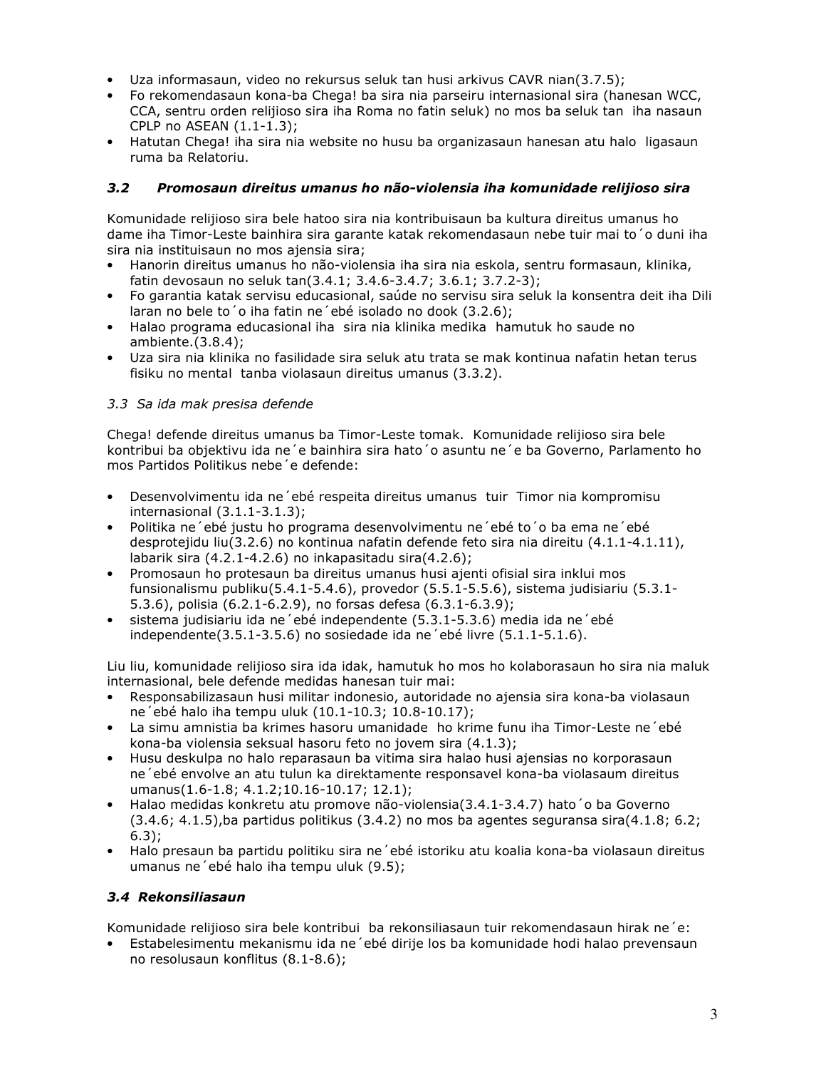- Uza informasaun, video no rekursus seluk tan husi arkivus CAVR nian(3.7.5);
- Fo rekomendasaun kona-ba Chega! ba sira nia parseiru internasional sira (hanesan WCC, CCA, sentru orden relijioso sira iha Roma no fatin seluk) no mos ba seluk tan iha nasaun CPLP no ASEAN (1.1-1.3);
- Hatutan Chega! iha sira nia website no husu ba organizasaun hanesan atu halo ligasaun ruma ba Relatoriu.

### *3.2 Promosaun direitus umanus ho não-violensia iha komunidade relijioso sira*

Komunidade relijioso sira bele hatoo sira nia kontribuisaun ba kultura direitus umanus ho dame iha Timor-Leste bainhira sira garante katak rekomendasaun nebe tuir mai to´o duni iha sira nia instituisaun no mos ajensia sira;

- Hanorin direitus umanus ho não-violensia iha sira nia eskola, sentru formasaun, klinika, fatin devosaun no seluk tan(3.4.1; 3.4.6-3.4.7; 3.6.1; 3.7.2-3);
- Fo garantia katak servisu educasional, saúde no servisu sira seluk la konsentra deit iha Dili laran no bele to´o iha fatin ne´ebé isolado no dook (3.2.6);
- Halao programa educasional iha sira nia klinika medika hamutuk ho saude no ambiente.(3.8.4);
- Uza sira nia klinika no fasilidade sira seluk atu trata se mak kontinua nafatin hetan terus fisiku no mental tanba violasaun direitus umanus (3.3.2).

### *3.3 Sa ida mak presisa defende*

Chega! defende direitus umanus ba Timor-Leste tomak. Komunidade relijioso sira bele kontribui ba objektivu ida ne´e bainhira sira hato´o asuntu ne´e ba Governo, Parlamento ho mos Partidos Politikus nebe´e defende:

- Desenvolvimentu ida ne´ebé respeita direitus umanus tuir Timor nia kompromisu internasional (3.1.1-3.1.3);
- Politika ne´ebé justu ho programa desenvolvimentu ne´ebé to´o ba ema ne´ebé desprotejidu liu(3.2.6) no kontinua nafatin defende feto sira nia direitu (4.1.1-4.1.11), labarik sira (4.2.1-4.2.6) no inkapasitadu sira(4.2.6);
- Promosaun ho protesaun ba direitus umanus husi ajenti ofisial sira inklui mos funsionalismu publiku(5.4.1-5.4.6), provedor (5.5.1-5.5.6), sistema judisiariu (5.3.1-5.3.6), polisia (6.2.1-6.2.9), no forsas defesa (6.3.1-6.3.9);
- sistema judisiariu ida ne´ebé independente (5.3.1-5.3.6) media ida ne´ebé independente(3.5.1-3.5.6) no sosiedade ida ne´ebé livre (5.1.1-5.1.6).

Liu liu, komunidade relijioso sira ida idak, hamutuk ho mos ho kolaborasaun ho sira nia maluk internasional, bele defende medidas hanesan tuir mai:

- Responsabilizasaun husi militar indonesio, autoridade no ajensia sira kona-ba violasaun ne´ebé halo iha tempu uluk (10.1-10.3; 10.8-10.17);
- La simu amnistia ba krimes hasoru umanidade ho krime funu iha Timor-Leste ne´ebé kona-ba violensia seksual hasoru feto no jovem sira (4.1.3);
- Husu deskulpa no halo reparasaun ba vitima sira halao husi ajensias no korporasaun ne´ebé envolve an atu tulun ka direktamente responsavel kona-ba violasaum direitus umanus(1.6-1.8; 4.1.2;10.16-10.17; 12.1);
- Halao medidas konkretu atu promove não-violensia(3.4.1-3.4.7) hato´o ba Governo (3.4.6; 4.1.5),ba partidus politikus (3.4.2) no mos ba agentes seguransa sira(4.1.8; 6.2; 6.3);
- Halo presaun ba partidu politiku sira ne´ebé istoriku atu koalia kona-ba violasaun direitus umanus ne´ebé halo iha tempu uluk (9.5);

### *3.4 Rekonsiliasaun*

Komunidade relijioso sira bele kontribui ba rekonsiliasaun tuir rekomendasaun hirak ne´e:

- Estabelesimentu mekanismu ida ne´ebé dirije los ba komunidade hodi halao prevensaun no resolusaun konflitus (8.1-8.6);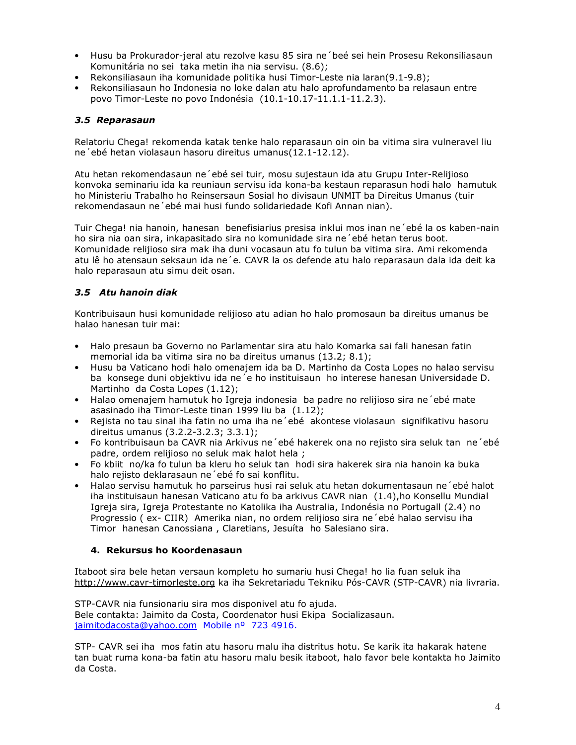- Husu ba Prokurador-jeral atu rezolve kasu 85 sira ne´beé sei hein Prosesu Rekonsiliasaun Komunitária no sei taka metin iha nia servisu. (8.6);
- Rekonsiliasaun iha komunidade politika husi Timor-Leste nia laran(9.1-9.8);
- Rekonsiliasaun ho Indonesia no loke dalan atu halo aprofundamento ba relasaun entre povo Timor-Leste no povo Indonésia (10.1-10.17-11.1.1-11.2.3).

### *3.5 Reparasaun*

Relatoriu Chega! rekomenda katak tenke halo reparasaun oin oin ba vitima sira vulneravel liu ne´ebé hetan violasaun hasoru direitus umanus(12.1-12.12).

Atu hetan rekomendasaun ne´ebé sei tuir, mosu sujestaun ida atu Grupu Inter-Relijioso konvoka seminariu ida ka reuniaun servisu ida kona-ba kestaun reparasun hodi halo hamutuk ho Ministeriu Trabalho ho Reinsersaun Sosial ho divisaun UNMIT ba Direitus Umanus (tuir rekomendasaun ne´ebé mai husi fundo solidariedade Kofi Annan nian).

Tuir Chega! nia hanoin, hanesan benefisiarius presisa inklui mos inan ne´ebé la os kaben-nain ho sira nia oan sira, inkapasitado sira no komunidade sira ne´ebé hetan terus boot. Komunidade relijioso sira mak iha duni vocasaun atu fo tulun ba vitima sira. Ami rekomenda atu lê ho atensaun seksaun ida ne´e. CAVR la os defende atu halo reparasaun dala ida deit ka halo reparasaun atu simu deit osan.

### *3.5 Atu hanoin diak*

Kontribuisaun husi komunidade relijioso atu adian ho halo promosaun ba direitus umanus be halao hanesan tuir mai:

- Halo presaun ba Governo no Parlamentar sira atu halo Komarka sai fali hanesan fatin memorial ida ba vitima sira no ba direitus umanus (13.2; 8.1);
- Husu ba Vaticano hodi halo omenajem ida ba D. Martinho da Costa Lopes no halao servisu ba konsege duni objektivu ida ne´e ho instituisaun ho interese hanesan Universidade D. Martinho da Costa Lopes (1.12);
- Halao omenajem hamutuk ho Igreja indonesia ba padre no relijioso sira ne´ebé mate asasinado iha Timor-Leste tinan 1999 liu ba (1.12);
- Rejista no tau sinal iha fatin no uma iha ne´ebé akontese violasaun signifikativu hasoru direitus umanus (3.2.2-3.2.3; 3.3.1);
- Fo kontribuisaun ba CAVR nia Arkivus ne´ebé hakerek ona no rejisto sira seluk tan ne´ebé padre, ordem relijioso no seluk mak halot hela ;
- Fo kbiit no/ka fo tulun ba kleru ho seluk tan hodi sira hakerek sira nia hanoin ka buka halo rejisto deklarasaun ne´ebé fo sai konflitu.
- Halao servisu hamutuk ho parseirus husi rai seluk atu hetan dokumentasaun ne´ebé halot iha instituisaun hanesan Vaticano atu fo ba arkivus CAVR nian (1.4),ho Konsellu Mundial Igreja sira, Igreja Protestante no Katolika iha Australia, Indonésia no Portugall (2.4) no Progressio ( ex- CIIR) Amerika nian, no ordem relijioso sira ne´ebé halao servisu iha Timor hanesan Canossiana , Claretians, Jesuíta ho Salesiano sira.

#### 4. Rekursus ho Koordenasaun

Itaboot sira bele hetan versaun kompletu ho sumariu husi Chega! ho lia fuan seluk iha http://www.cavr-timorleste.org ka iha Sekretariadu Tekniku Pós-CAVR (STP-CAVR) nia livraria.

STP-CAVR nia funsionariu sira mos disponivel atu fo ajuda.
Bele contakta: Jaimito da Costa, Coordenator husi Ekipa Socializasaun.
jaimitodacosta@yahoo.com Mobile nº 723 4916.

STP- CAVR sei iha mos fatin atu hasoru malu iha distritus hotu. Se karik ita hakarak hatene tan buat ruma kona-ba fatin atu hasoru malu besik itaboot, halo favor bele kontakta ho Jaimito da Costa.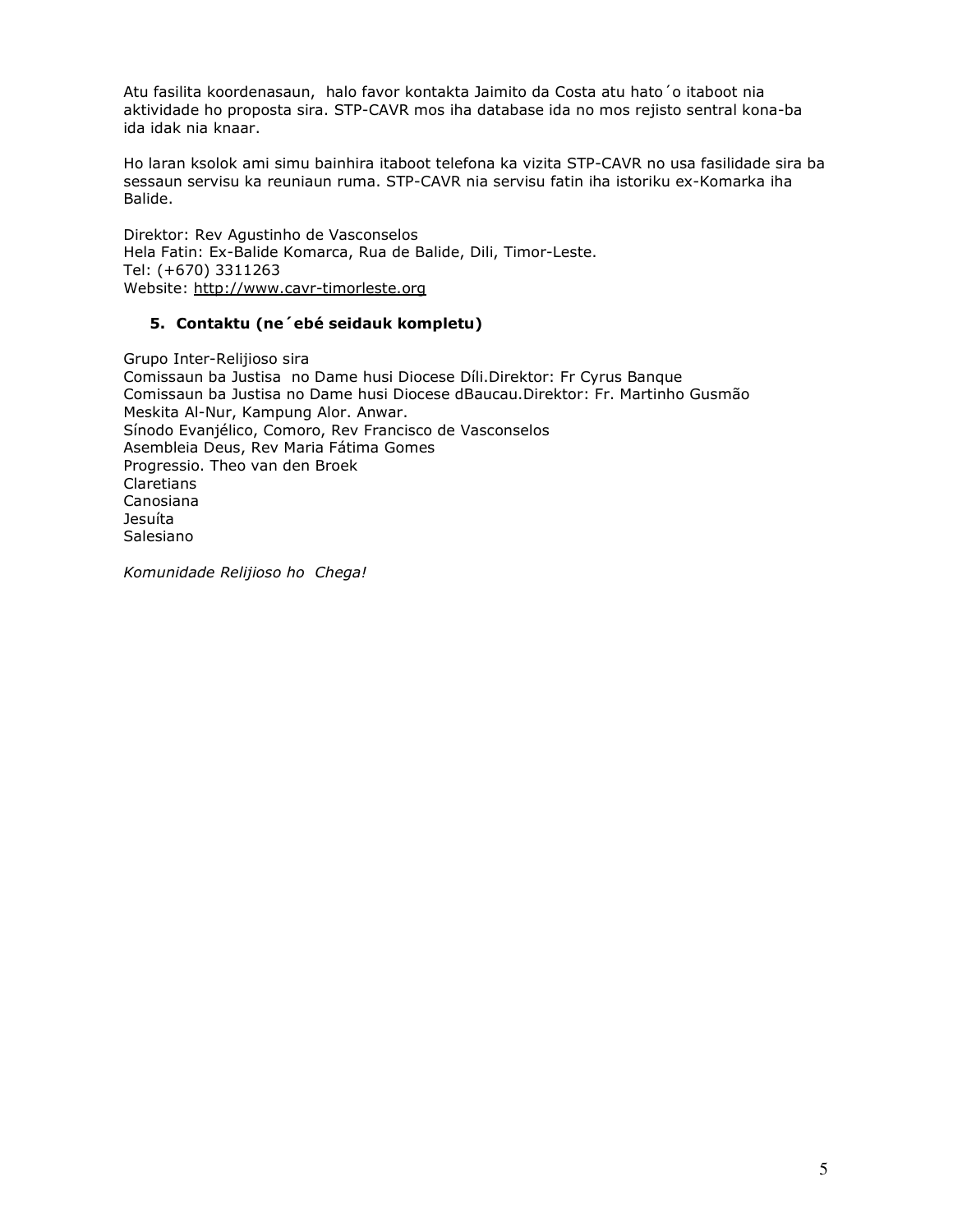Atu fasilita koordenasaun,  halo favor kontakta Jaimito da Costa atu hato´o itaboot nia aktividade ho proposta sira. STP-CAVR mos iha database ida no mos rejisto sentral kona-ba ida idak nia knaar.

Ho laran ksolok ami simu bainhira itaboot telefona ka vizita STP-CAVR no usa fasilidade sira ba sessaun servisu ka reuniaun ruma. STP-CAVR nia servisu fatin iha istoriku ex-Komarka iha Balide.

Direktor: Rev Agustinho de Vasconselos
Hela Fatin: Ex-Balide Komarca, Rua de Balide, Dili, Timor-Leste.
Tel: (+670) 3311263
Website: http://www.cavr-timorleste.org

## 5. Contaktu (ne´ebé seidauk kompletu)

Grupo Inter-Relijioso sira
Comissaun ba Justisa  no Dame husi Diocese Díli.Direktor: Fr Cyrus Banque
Comissaun ba Justisa no Dame husi Diocese dBaucau.Direktor: Fr. Martinho Gusmão
Meskita Al-Nur, Kampung Alor. Anwar.
Sínodo Evanjélico, Comoro, Rev Francisco de Vasconselos
Asembleia Deus, Rev Maria Fátima Gomes
Progressio. Theo van den Broek
Claretians
Canosiana
Jesuíta
Salesiano

*Komunidade Relijioso ho  Chega!*